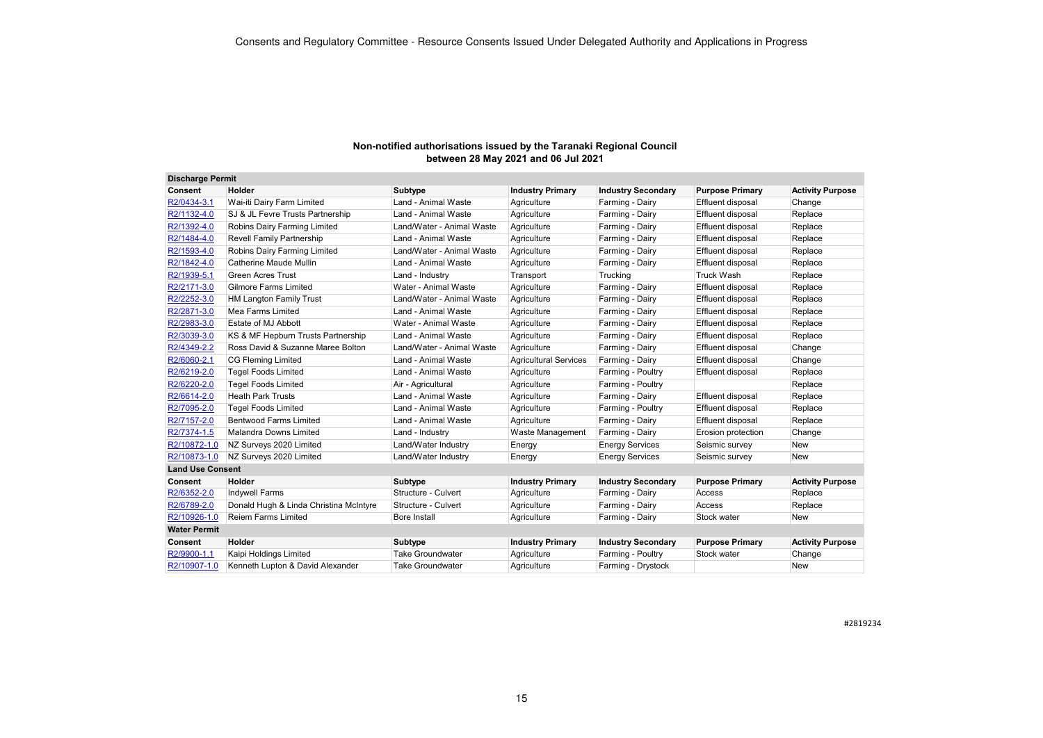Consents and Regulatory Committee - Resource Consents Issued Under Delegated Authority and Applications in Progress

## Non-notified authorisations issued by the Taranaki Regional Council between 28 May 2021 and 06 Jul 2021

### Discharge Permit

| Consent | Holder | Subtype | Industry Primary | Industry Secondary | Purpose Primary | Activity Purpose |
|---|---|---|---|---|---|---|
| R2/0434-3.1 | Wai-iti Dairy Farm Limited | Land - Animal Waste | Agriculture | Farming - Dairy | Effluent disposal | Change |
| R2/1132-4.0 | SJ & JL Fevre Trusts Partnership | Land - Animal Waste | Agriculture | Farming - Dairy | Effluent disposal | Replace |
| R2/1392-4.0 | Robins Dairy Farming Limited | Land/Water - Animal Waste | Agriculture | Farming - Dairy | Effluent disposal | Replace |
| R2/1484-4.0 | Revell Family Partnership | Land - Animal Waste | Agriculture | Farming - Dairy | Effluent disposal | Replace |
| R2/1593-4.0 | Robins Dairy Farming Limited | Land/Water - Animal Waste | Agriculture | Farming - Dairy | Effluent disposal | Replace |
| R2/1842-4.0 | Catherine Maude Mullin | Land - Animal Waste | Agriculture | Farming - Dairy | Effluent disposal | Replace |
| R2/1939-5.1 | Green Acres Trust | Land - Industry | Transport | Trucking | Truck Wash | Replace |
| R2/2171-3.0 | Gilmore Farms Limited | Water - Animal Waste | Agriculture | Farming - Dairy | Effluent disposal | Replace |
| R2/2252-3.0 | HM Langton Family Trust | Land/Water - Animal Waste | Agriculture | Farming - Dairy | Effluent disposal | Replace |
| R2/2871-3.0 | Mea Farms Limited | Land - Animal Waste | Agriculture | Farming - Dairy | Effluent disposal | Replace |
| R2/2983-3.0 | Estate of MJ Abbott | Water - Animal Waste | Agriculture | Farming - Dairy | Effluent disposal | Replace |
| R2/3039-3.0 | KS & MF Hepburn Trusts Partnership | Land - Animal Waste | Agriculture | Farming - Dairy | Effluent disposal | Replace |
| R2/4349-2.2 | Ross David & Suzanne Maree Bolton | Land/Water - Animal Waste | Agriculture | Farming - Dairy | Effluent disposal | Change |
| R2/6060-2.1 | CG Fleming Limited | Land - Animal Waste | Agricultural Services | Farming - Dairy | Effluent disposal | Change |
| R2/6219-2.0 | Tegel Foods Limited | Land - Animal Waste | Agriculture | Farming - Poultry | Effluent disposal | Replace |
| R2/6220-2.0 | Tegel Foods Limited | Air - Agricultural | Agriculture | Farming - Poultry | | Replace |
| R2/6614-2.0 | Heath Park Trusts | Land - Animal Waste | Agriculture | Farming - Dairy | Effluent disposal | Replace |
| R2/7095-2.0 | Tegel Foods Limited | Land - Animal Waste | Agriculture | Farming - Poultry | Effluent disposal | Replace |
| R2/7157-2.0 | Bentwood Farms Limited | Land - Animal Waste | Agriculture | Farming - Dairy | Effluent disposal | Replace |
| R2/7374-1.5 | Malandra Downs Limited | Land - Industry | Waste Management | Farming - Dairy | Erosion protection | Change |
| R2/10872-1.0 | NZ Surveys 2020 Limited | Land/Water Industry | Energy | Energy Services | Seismic survey | New |
| R2/10873-1.0 | NZ Surveys 2020 Limited | Land/Water Industry | Energy | Energy Services | Seismic survey | New |

### Land Use Consent

| Consent | Holder | Subtype | Industry Primary | Industry Secondary | Purpose Primary | Activity Purpose |
|---|---|---|---|---|---|---|
| R2/6352-2.0 | Indywell Farms | Structure - Culvert | Agriculture | Farming - Dairy | Access | Replace |
| R2/6789-2.0 | Donald Hugh & Linda Christina McIntyre | Structure - Culvert | Agriculture | Farming - Dairy | Access | Replace |
| R2/10926-1.0 | Reiem Farms Limited | Bore Install | Agriculture | Farming - Dairy | Stock water | New |

### Water Permit

| Consent | Holder | Subtype | Industry Primary | Industry Secondary | Purpose Primary | Activity Purpose |
|---|---|---|---|---|---|---|
| R2/9900-1.1 | Kaipi Holdings Limited | Take Groundwater | Agriculture | Farming - Poultry | Stock water | Change |
| R2/10907-1.0 | Kenneth Lupton & David Alexander | Take Groundwater | Agriculture | Farming - Drystock | | New |

#2819234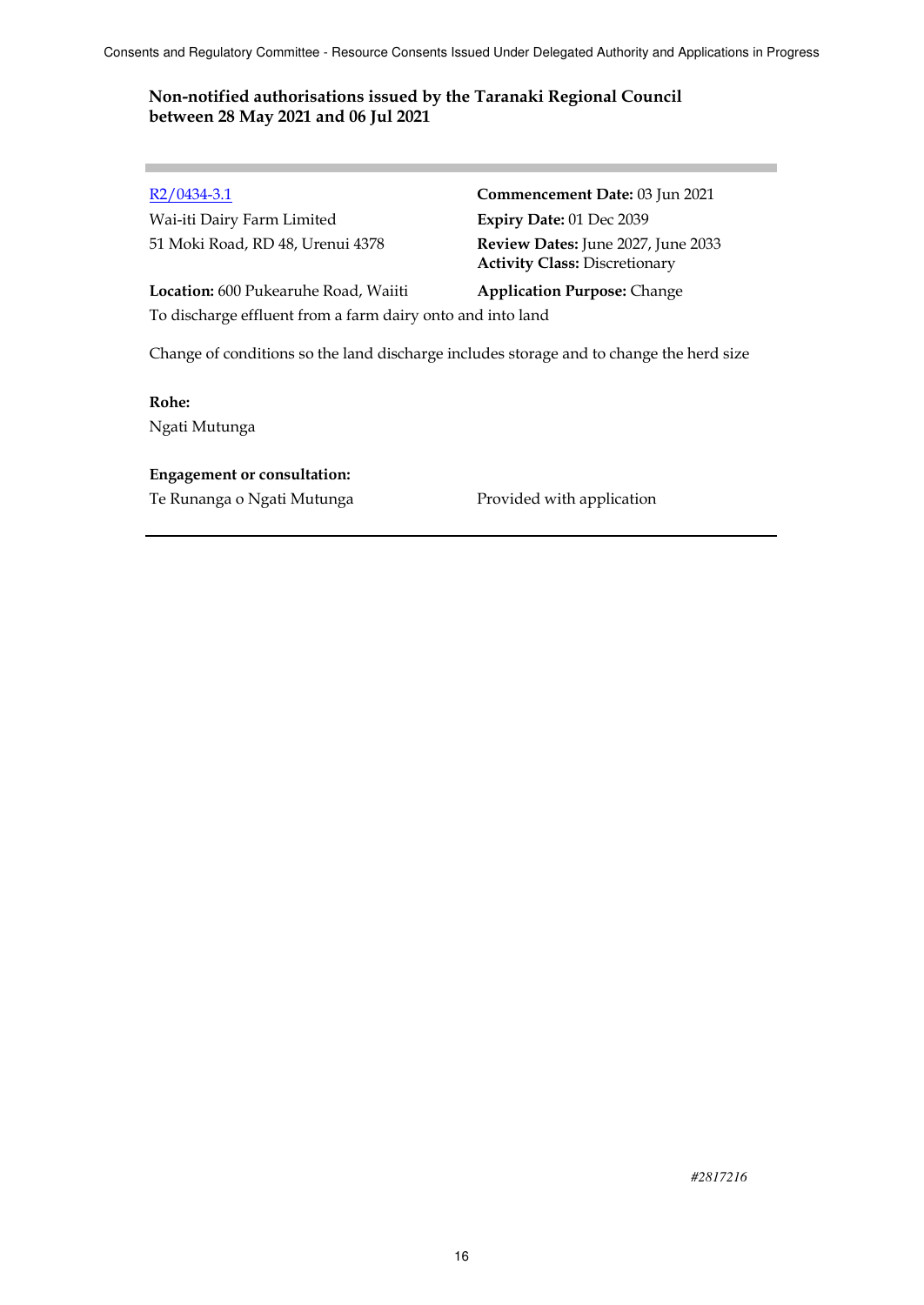**Non-notified authorisations issued by the Taranaki Regional Council between 28 May 2021 and 06 Jul 2021**

---

[R2/0434-3.1]

Wai-iti Dairy Farm Limited
51 Moki Road, RD 48, Urenui 4378

**Commencement Date:** 03 Jun 2021
**Expiry Date:** 01 Dec 2039
**Review Dates:** June 2027, June 2033
**Activity Class:** Discretionary

**Location:** 600 Pukearuhe Road, Waiiti

**Application Purpose:** Change

To discharge effluent from a farm dairy onto and into land

Change of conditions so the land discharge includes storage and to change the herd size

**Rohe:**
Ngati Mutunga

**Engagement or consultation:**

| | |
|---|---|
| Te Runanga o Ngati Mutunga | Provided with application |

---

*#2817216*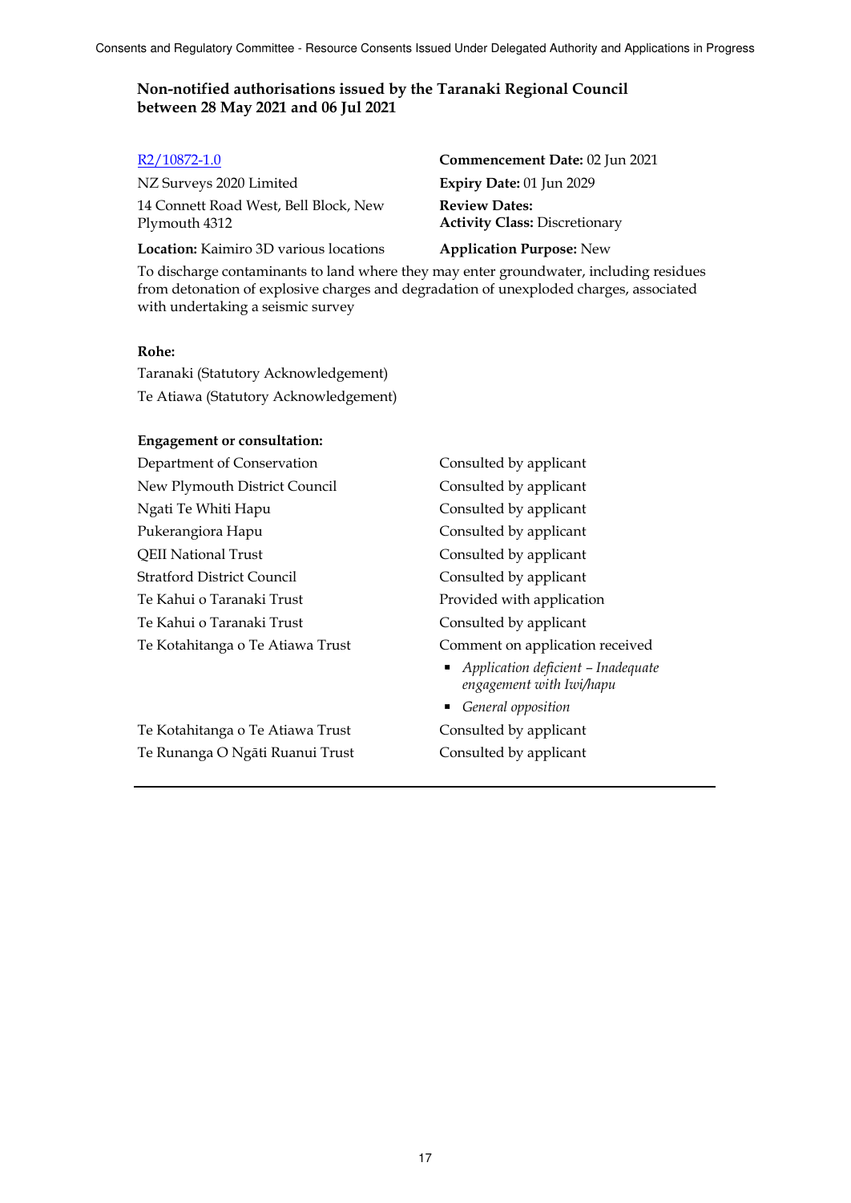### Non-notified authorisations issued by the Taranaki Regional Council between 28 May 2021 and 06 Jul 2021

[R2/10872-1.0](R2/10872-1.0)

NZ Surveys 2020 Limited
14 Connett Road West, Bell Block, New Plymouth 4312

**Location:** Kaimiro 3D various locations

**Commencement Date:** 02 Jun 2021
**Expiry Date:** 01 Jun 2029
**Review Dates:**
**Activity Class:** Discretionary
**Application Purpose:** New

To discharge contaminants to land where they may enter groundwater, including residues from detonation of explosive charges and degradation of unexploded charges, associated with undertaking a seismic survey

**Rohe:**

Taranaki (Statutory Acknowledgement)
Te Atiawa (Statutory Acknowledgement)

**Engagement or consultation:**

| | |
|---|---|
| Department of Conservation | Consulted by applicant |
| New Plymouth District Council | Consulted by applicant |
| Ngati Te Whiti Hapu | Consulted by applicant |
| Pukerangiora Hapu | Consulted by applicant |
| QEII National Trust | Consulted by applicant |
| Stratford District Council | Consulted by applicant |
| Te Kahui o Taranaki Trust | Provided with application |
| Te Kahui o Taranaki Trust | Consulted by applicant |
| Te Kotahitanga o Te Atiawa Trust | Comment on application received<br>▪ *Application deficient – Inadequate engagement with Iwi/hapu*<br>▪ *General opposition* |
| Te Kotahitanga o Te Atiawa Trust | Consulted by applicant |
| Te Runanga O Ngāti Ruanui Trust | Consulted by applicant |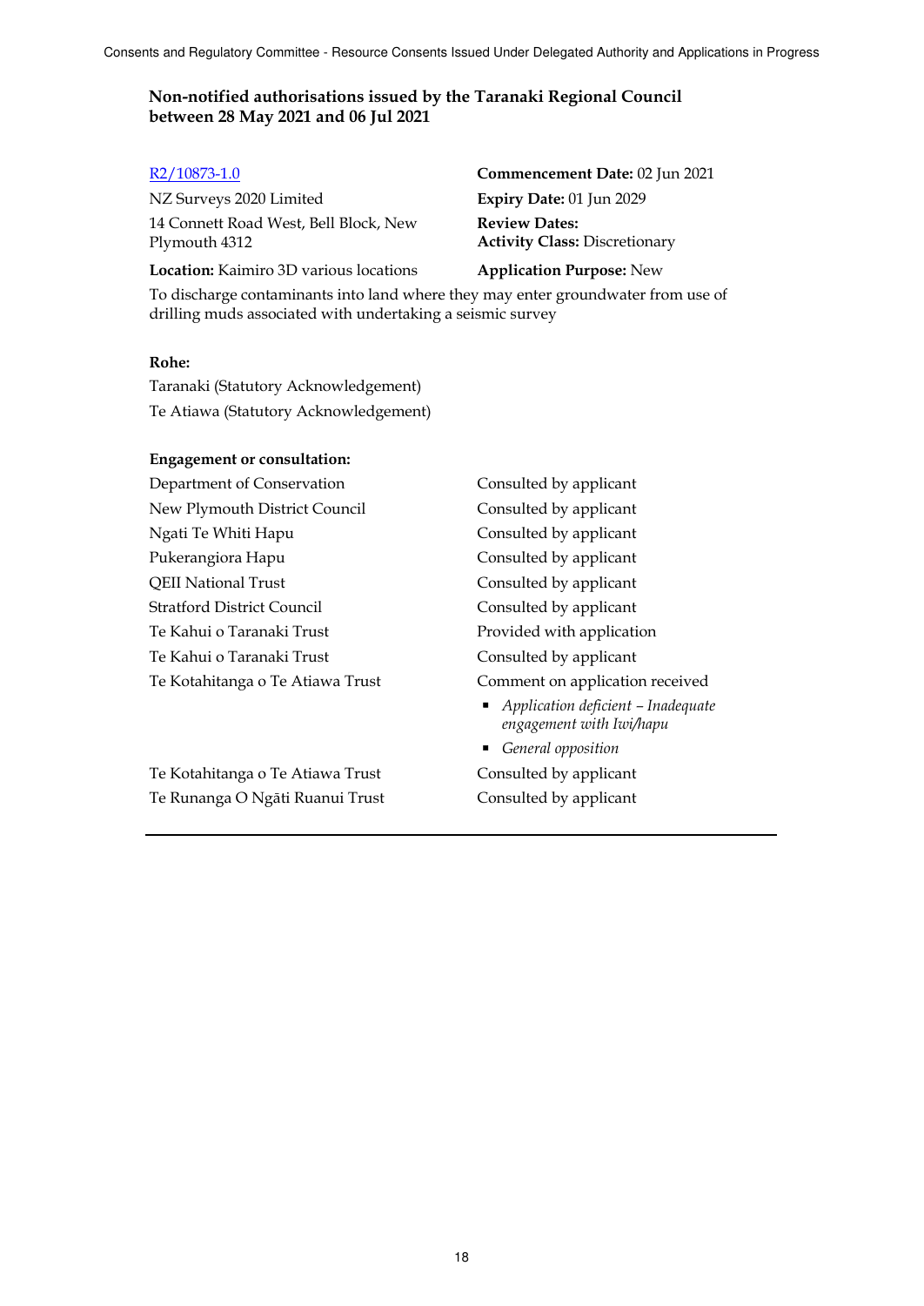**Non-notified authorisations issued by the Taranaki Regional Council between 28 May 2021 and 06 Jul 2021**

R2/10873-1.0

NZ Surveys 2020 Limited

14 Connett Road West, Bell Block, New Plymouth 4312

**Commencement Date:** 02 Jun 2021

**Expiry Date:** 01 Jun 2029

**Review Dates:**

**Activity Class:** Discretionary

**Location:** Kaimiro 3D various locations

**Application Purpose:** New

To discharge contaminants into land where they may enter groundwater from use of drilling muds associated with undertaking a seismic survey

**Rohe:**

Taranaki (Statutory Acknowledgement)

Te Atiawa (Statutory Acknowledgement)

**Engagement or consultation:**

| | |
|---|---|
| Department of Conservation | Consulted by applicant |
| New Plymouth District Council | Consulted by applicant |
| Ngati Te Whiti Hapu | Consulted by applicant |
| Pukerangiora Hapu | Consulted by applicant |
| QEII National Trust | Consulted by applicant |
| Stratford District Council | Consulted by applicant |
| Te Kahui o Taranaki Trust | Provided with application |
| Te Kahui o Taranaki Trust | Consulted by applicant |
| Te Kotahitanga o Te Atiawa Trust | Comment on application received<br>- *Application deficient – Inadequate engagement with Iwi/hapu*<br>- *General opposition* |
| Te Kotahitanga o Te Atiawa Trust | Consulted by applicant |
| Te Runanga O Ngāti Ruanui Trust | Consulted by applicant |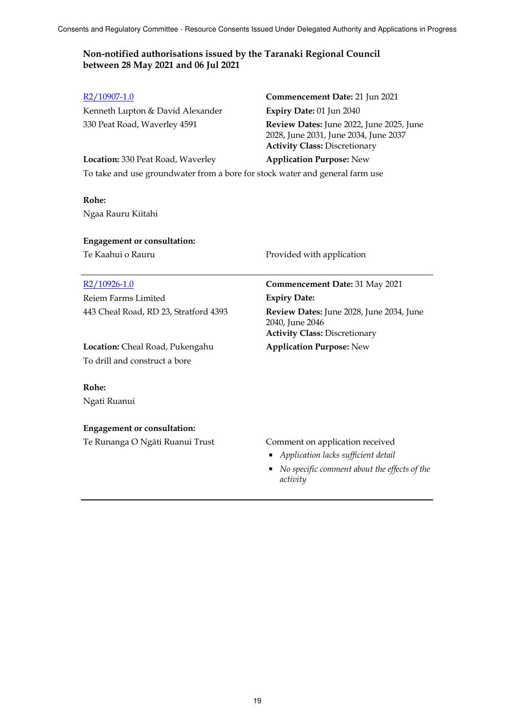### Non-notified authorisations issued by the Taranaki Regional Council between 28 May 2021 and 06 Jul 2021

R2/10907-1.0
Kenneth Lupton & David Alexander
330 Peat Road, Waverley 4591

**Commencement Date:** 21 Jun 2021
**Expiry Date:** 01 Jun 2040
**Review Dates:** June 2022, June 2025, June 2028, June 2031, June 2034, June 2037
**Activity Class:** Discretionary

**Location:** 330 Peat Road, Waverley
**Application Purpose:** New

To take and use groundwater from a bore for stock water and general farm use

**Rohe:**
Ngaa Rauru Kiitahi

**Engagement or consultation:**
Te Kaahui o Rauru — Provided with application

---

R2/10926-1.0
Reiem Farms Limited
443 Cheal Road, RD 23, Stratford 4393

**Commencement Date:** 31 May 2021
**Expiry Date:**
**Review Dates:** June 2028, June 2034, June 2040, June 2046
**Activity Class:** Discretionary

**Location:** Cheal Road, Pukengahu
**Application Purpose:** New

To drill and construct a bore

**Rohe:**
Ngati Ruanui

**Engagement or consultation:**
Te Runanga O Ngāti Ruanui Trust — Comment on application received

- *Application lacks sufficient detail*
- *No specific comment about the effects of the activity*

---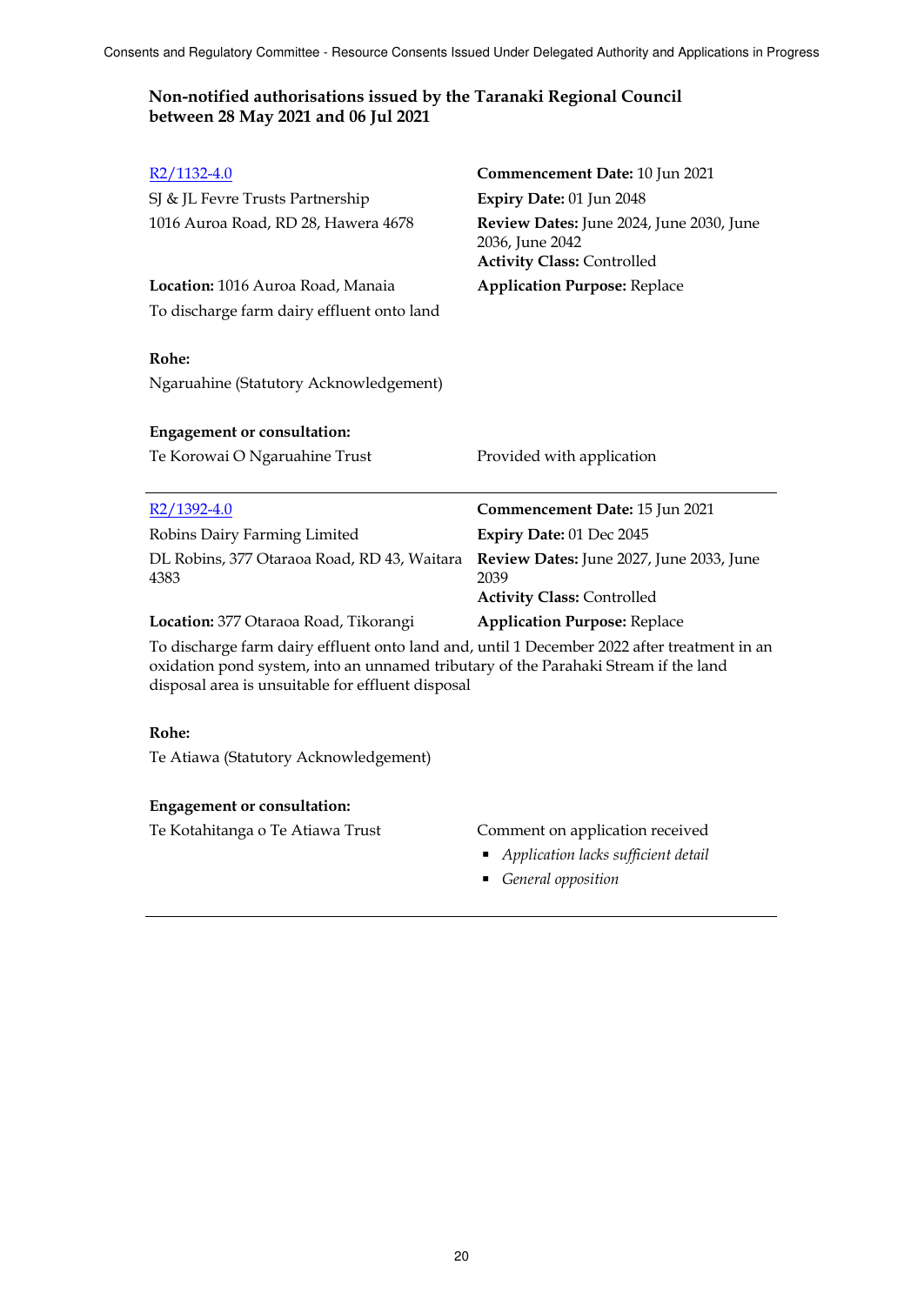## Non-notified authorisations issued by the Taranaki Regional Council between 28 May 2021 and 06 Jul 2021

R2/1132-4.0

SJ & JL Fevre Trusts Partnership

1016 Auroa Road, RD 28, Hawera 4678

**Commencement Date:** 10 Jun 2021

**Expiry Date:** 01 Jun 2048

**Review Dates:** June 2024, June 2030, June 2036, June 2042

**Activity Class:** Controlled

**Location:** 1016 Auroa Road, Manaia

**Application Purpose:** Replace

To discharge farm dairy effluent onto land

**Rohe:**

Ngaruahine (Statutory Acknowledgement)

**Engagement or consultation:**

Te Korowai O Ngaruahine Trust — Provided with application

---

R2/1392-4.0

Robins Dairy Farming Limited

DL Robins, 377 Otaraoa Road, RD 43, Waitara 4383

**Commencement Date:** 15 Jun 2021

**Expiry Date:** 01 Dec 2045

**Review Dates:** June 2027, June 2033, June 2039

**Activity Class:** Controlled

**Location:** 377 Otaraoa Road, Tikorangi

**Application Purpose:** Replace

To discharge farm dairy effluent onto land and, until 1 December 2022 after treatment in an oxidation pond system, into an unnamed tributary of the Parahaki Stream if the land disposal area is unsuitable for effluent disposal

**Rohe:**

Te Atiawa (Statutory Acknowledgement)

**Engagement or consultation:**

Te Kotahitanga o Te Atiawa Trust — Comment on application received

- *Application lacks sufficient detail*
- *General opposition*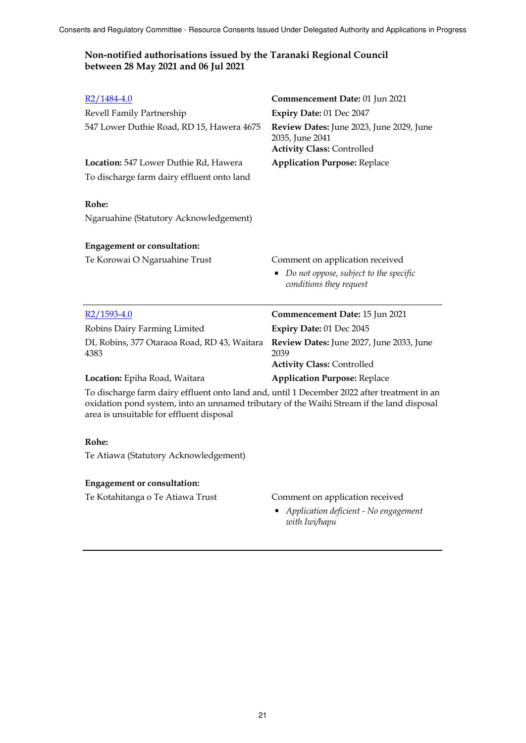## Non-notified authorisations issued by the Taranaki Regional Council between 28 May 2021 and 06 Jul 2021

[R2/1484-4.0](R2/1484-4.0)

Revell Family Partnership

547 Lower Duthie Road, RD 15, Hawera 4675

**Commencement Date:** 01 Jun 2021

**Expiry Date:** 01 Dec 2047

**Review Dates:** June 2023, June 2029, June 2035, June 2041

**Activity Class:** Controlled

**Location:** 547 Lower Duthie Rd, Hawera

**Application Purpose:** Replace

To discharge farm dairy effluent onto land

**Rohe:**

Ngaruahine (Statutory Acknowledgement)

**Engagement or consultation:**

Te Korowai O Ngaruahine Trust

Comment on application received

- *Do not oppose, subject to the specific conditions they request*

---

[R2/1593-4.0](R2/1593-4.0)

Robins Dairy Farming Limited

DL Robins, 377 Otaraoa Road, RD 43, Waitara 4383

**Commencement Date:** 15 Jun 2021

**Expiry Date:** 01 Dec 2045

**Review Dates:** June 2027, June 2033, June 2039

**Activity Class:** Controlled

**Location:** Epiha Road, Waitara

**Application Purpose:** Replace

To discharge farm dairy effluent onto land and, until 1 December 2022 after treatment in an oxidation pond system, into an unnamed tributary of the Waihi Stream if the land disposal area is unsuitable for effluent disposal

**Rohe:**

Te Atiawa (Statutory Acknowledgement)

**Engagement or consultation:**

Te Kotahitanga o Te Atiawa Trust

Comment on application received

- *Application deficient - No engagement with Iwi/hapu*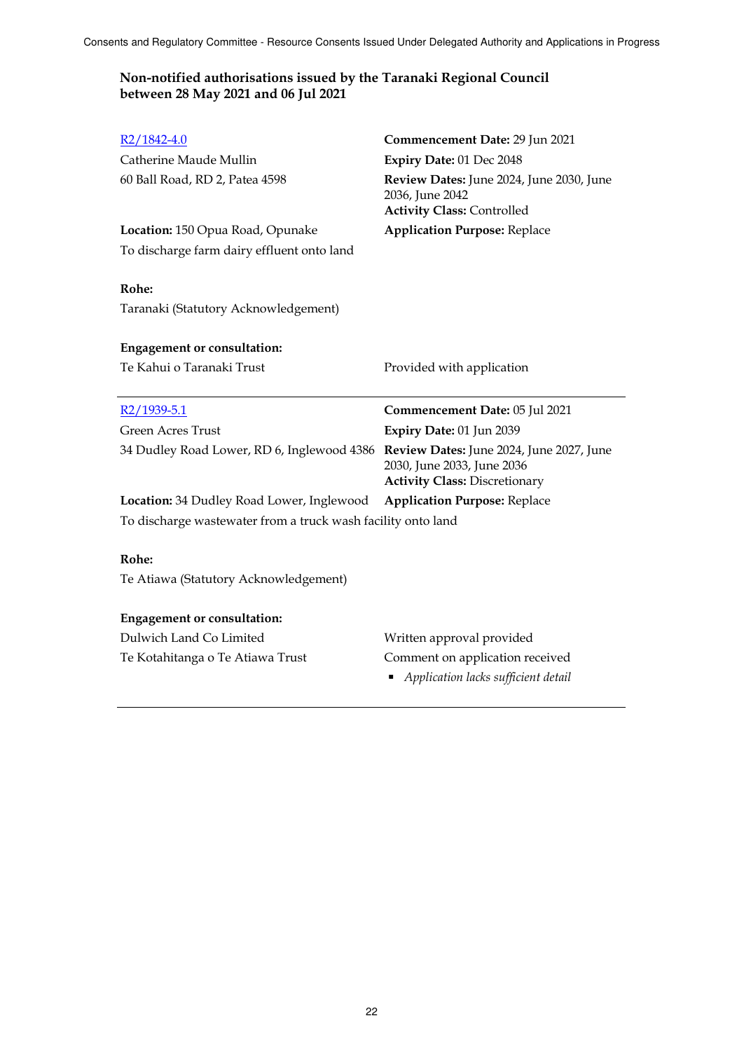## Non-notified authorisations issued by the Taranaki Regional Council between 28 May 2021 and 06 Jul 2021

[R2/1842-4.0](R2/1842-4.0)

Catherine Maude Mullin

60 Ball Road, RD 2, Patea 4598

**Commencement Date:** 29 Jun 2021

**Expiry Date:** 01 Dec 2048

**Review Dates:** June 2024, June 2030, June 2036, June 2042

**Activity Class:** Controlled

**Location:** 150 Opua Road, Opunake

**Application Purpose:** Replace

To discharge farm dairy effluent onto land

**Rohe:**

Taranaki (Statutory Acknowledgement)

**Engagement or consultation:**

| | |
|---|---|
| Te Kahui o Taranaki Trust | Provided with application |

---

[R2/1939-5.1](R2/1939-5.1)

Green Acres Trust

34 Dudley Road Lower, RD 6, Inglewood 4386

**Commencement Date:** 05 Jul 2021

**Expiry Date:** 01 Jun 2039

**Review Dates:** June 2024, June 2027, June 2030, June 2033, June 2036

**Activity Class:** Discretionary

**Location:** 34 Dudley Road Lower, Inglewood

**Application Purpose:** Replace

To discharge wastewater from a truck wash facility onto land

**Rohe:**

Te Atiawa (Statutory Acknowledgement)

**Engagement or consultation:**

| | |
|---|---|
| Dulwich Land Co Limited | Written approval provided |
| Te Kotahitanga o Te Atiawa Trust | Comment on application received<br>▪ *Application lacks sufficient detail* |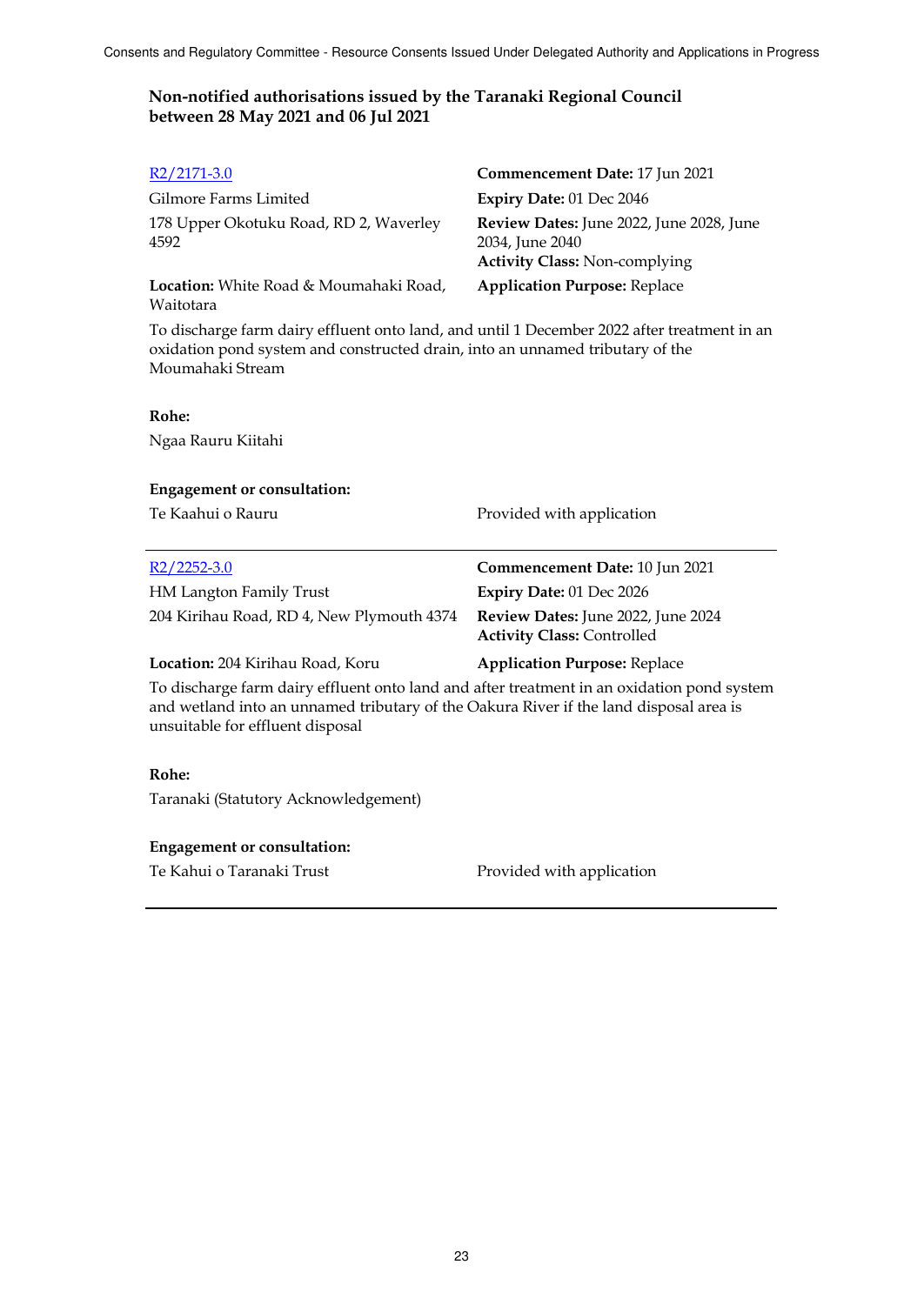## Non-notified authorisations issued by the Taranaki Regional Council between 28 May 2021 and 06 Jul 2021

[R2/2171-3.0](R2/2171-3.0)
Gilmore Farms Limited
178 Upper Okotuku Road, RD 2, Waverley 4592

**Commencement Date:** 17 Jun 2021
**Expiry Date:** 01 Dec 2046
**Review Dates:** June 2022, June 2028, June 2034, June 2040
**Activity Class:** Non-complying

**Location:** White Road & Moumahaki Road, Waitotara

**Application Purpose:** Replace

To discharge farm dairy effluent onto land, and until 1 December 2022 after treatment in an oxidation pond system and constructed drain, into an unnamed tributary of the Moumahaki Stream

**Rohe:**

Ngaa Rauru Kiitahi

**Engagement or consultation:**

Te Kaahui o Rauru — Provided with application

---

[R2/2252-3.0](R2/2252-3.0)
HM Langton Family Trust
204 Kirihau Road, RD 4, New Plymouth 4374

**Commencement Date:** 10 Jun 2021
**Expiry Date:** 01 Dec 2026
**Review Dates:** June 2022, June 2024
**Activity Class:** Controlled

**Location:** 204 Kirihau Road, Koru

**Application Purpose:** Replace

To discharge farm dairy effluent onto land and after treatment in an oxidation pond system and wetland into an unnamed tributary of the Oakura River if the land disposal area is unsuitable for effluent disposal

**Rohe:**

Taranaki (Statutory Acknowledgement)

**Engagement or consultation:**

Te Kahui o Taranaki Trust — Provided with application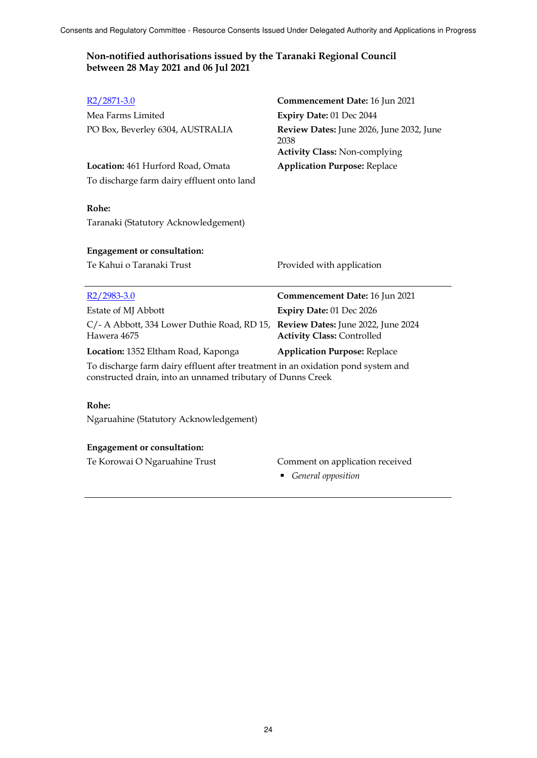## Non-notified authorisations issued by the Taranaki Regional Council between 28 May 2021 and 06 Jul 2021

[R2/2871-3.0](#)
Mea Farms Limited
PO Box, Beverley 6304, AUSTRALIA

**Commencement Date:** 16 Jun 2021
**Expiry Date:** 01 Dec 2044
**Review Dates:** June 2026, June 2032, June 2038
**Activity Class:** Non-complying

**Location:** 461 Hurford Road, Omata
**Application Purpose:** Replace

To discharge farm dairy effluent onto land

**Rohe:**
Taranaki (Statutory Acknowledgement)

**Engagement or consultation:**
Te Kahui o Taranaki Trust — Provided with application

---

[R2/2983-3.0](#)
Estate of MJ Abbott
C/- A Abbott, 334 Lower Duthie Road, RD 15, Hawera 4675

**Commencement Date:** 16 Jun 2021
**Expiry Date:** 01 Dec 2026
**Review Dates:** June 2022, June 2024
**Activity Class:** Controlled

**Location:** 1352 Eltham Road, Kaponga
**Application Purpose:** Replace

To discharge farm dairy effluent after treatment in an oxidation pond system and constructed drain, into an unnamed tributary of Dunns Creek

**Rohe:**
Ngaruahine (Statutory Acknowledgement)

**Engagement or consultation:**
Te Korowai O Ngaruahine Trust — Comment on application received

- *General opposition*

---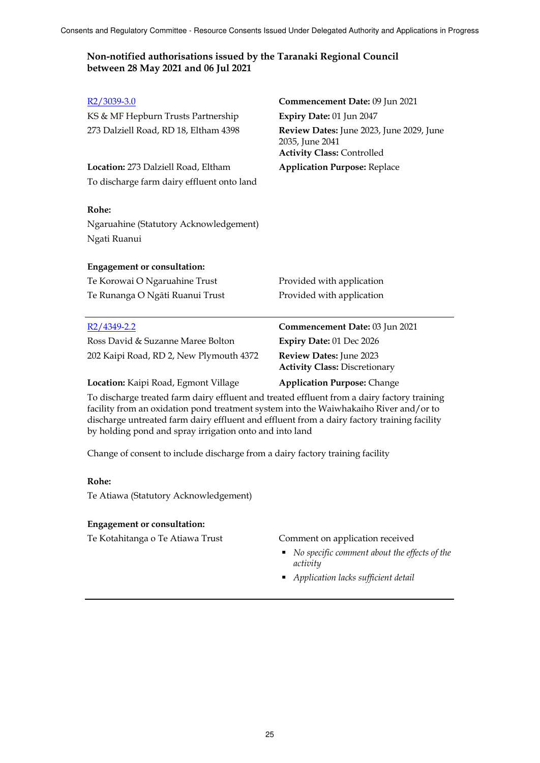## Non-notified authorisations issued by the Taranaki Regional Council between 28 May 2021 and 06 Jul 2021

[R2/3039-3.0]

KS & MF Hepburn Trusts Partnership
273 Dalziell Road, RD 18, Eltham 4398

**Commencement Date:** 09 Jun 2021
**Expiry Date:** 01 Jun 2047
**Review Dates:** June 2023, June 2029, June 2035, June 2041
**Activity Class:** Controlled

**Location:** 273 Dalziell Road, Eltham
**Application Purpose:** Replace

To discharge farm dairy effluent onto land

**Rohe:**

Ngaruahine (Statutory Acknowledgement)
Ngati Ruanui

**Engagement or consultation:**

| | |
|---|---|
| Te Korowai O Ngaruahine Trust | Provided with application |
| Te Runanga O Ngāti Ruanui Trust | Provided with application |

---

[R2/4349-2.2]

Ross David & Suzanne Maree Bolton
202 Kaipi Road, RD 2, New Plymouth 4372

**Commencement Date:** 03 Jun 2021
**Expiry Date:** 01 Dec 2026
**Review Dates:** June 2023
**Activity Class:** Discretionary

**Location:** Kaipi Road, Egmont Village
**Application Purpose:** Change

To discharge treated farm dairy effluent and treated effluent from a dairy factory training facility from an oxidation pond treatment system into the Waiwhakaiho River and/or to discharge untreated farm dairy effluent and effluent from a dairy factory training facility by holding pond and spray irrigation onto and into land

Change of consent to include discharge from a dairy factory training facility

**Rohe:**

Te Atiawa (Statutory Acknowledgement)

**Engagement or consultation:**

Te Kotahitanga o Te Atiawa Trust — Comment on application received

- *No specific comment about the effects of the activity*
- *Application lacks sufficient detail*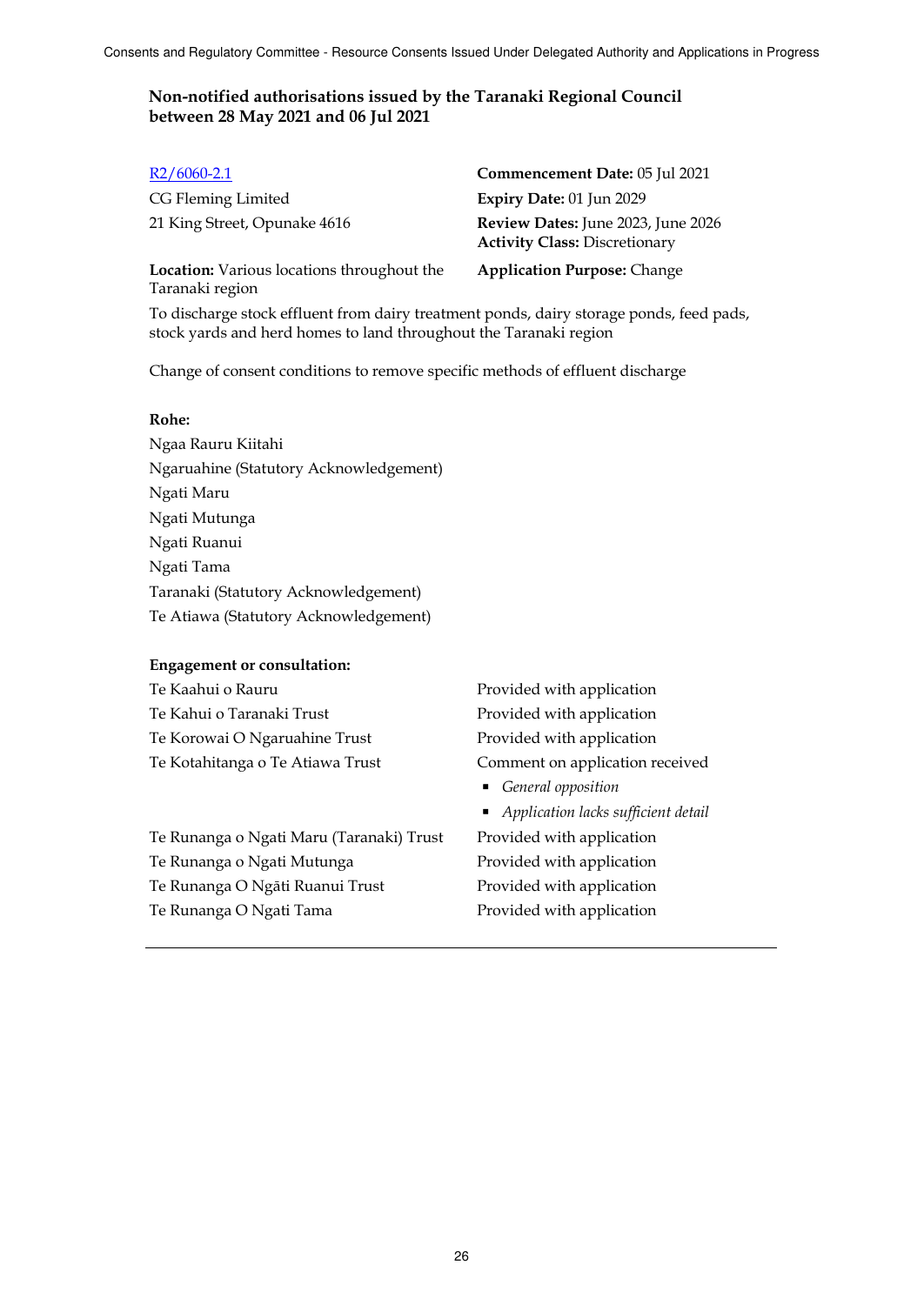### Non-notified authorisations issued by the Taranaki Regional Council between 28 May 2021 and 06 Jul 2021

R2/6060-2.1

CG Fleming Limited
21 King Street, Opunake 4616

**Commencement Date:** 05 Jul 2021
**Expiry Date:** 01 Jun 2029
**Review Dates:** June 2023, June 2026
**Activity Class:** Discretionary

**Location:** Various locations throughout the Taranaki region

**Application Purpose:** Change

To discharge stock effluent from dairy treatment ponds, dairy storage ponds, feed pads, stock yards and herd homes to land throughout the Taranaki region

Change of consent conditions to remove specific methods of effluent discharge

**Rohe:**

Ngaa Rauru Kiitahi
Ngaruahine (Statutory Acknowledgement)
Ngati Maru
Ngati Mutunga
Ngati Ruanui
Ngati Tama
Taranaki (Statutory Acknowledgement)
Te Atiawa (Statutory Acknowledgement)

**Engagement or consultation:**

| | |
|---|---|
| Te Kaahui o Rauru | Provided with application |
| Te Kahui o Taranaki Trust | Provided with application |
| Te Korowai O Ngaruahine Trust | Provided with application |
| Te Kotahitanga o Te Atiawa Trust | Comment on application received<br>▪ *General opposition*<br>▪ *Application lacks sufficient detail* |
| Te Runanga o Ngati Maru (Taranaki) Trust | Provided with application |
| Te Runanga o Ngati Mutunga | Provided with application |
| Te Runanga O Ngāti Ruanui Trust | Provided with application |
| Te Runanga O Ngati Tama | Provided with application |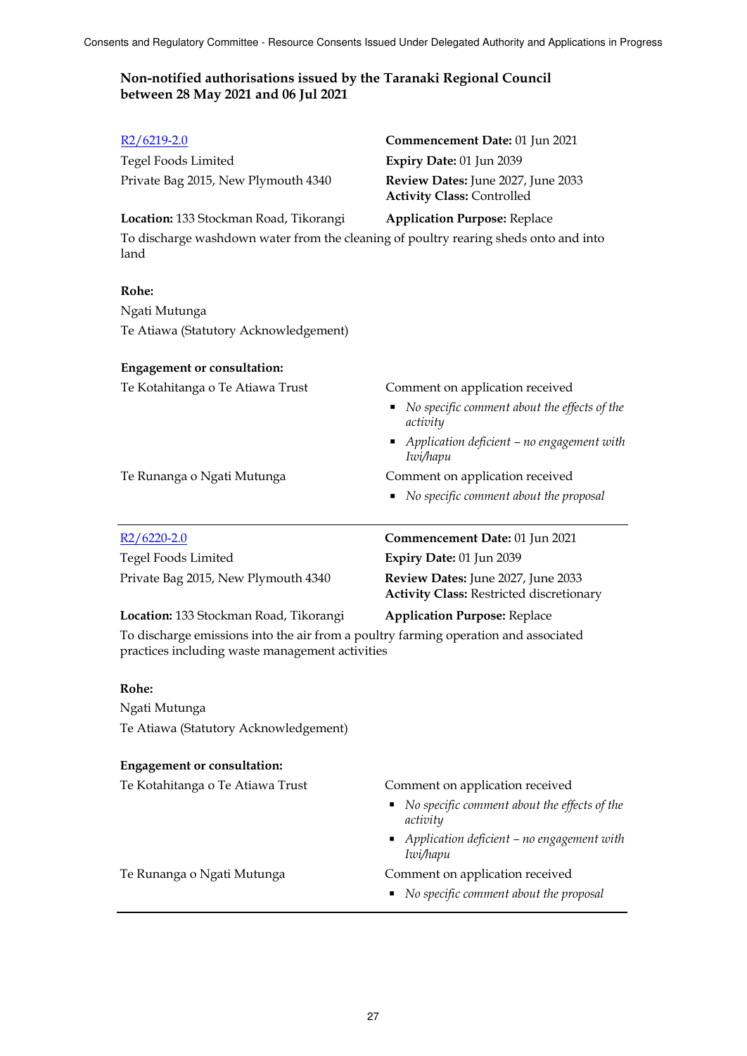## Non-notified authorisations issued by the Taranaki Regional Council between 28 May 2021 and 06 Jul 2021

[R2/6219-2.0]

Tegel Foods Limited
Private Bag 2015, New Plymouth 4340

**Commencement Date:** 01 Jun 2021
**Expiry Date:** 01 Jun 2039
**Review Dates:** June 2027, June 2033
**Activity Class:** Controlled

**Location:** 133 Stockman Road, Tikorangi
**Application Purpose:** Replace

To discharge washdown water from the cleaning of poultry rearing sheds onto and into land

**Rohe:**

Ngati Mutunga
Te Atiawa (Statutory Acknowledgement)

**Engagement or consultation:**

Te Kotahitanga o Te Atiawa Trust — Comment on application received

- *No specific comment about the effects of the activity*
- *Application deficient – no engagement with Iwi/hapu*

Te Runanga o Ngati Mutunga — Comment on application received

- *No specific comment about the proposal*

---

[R2/6220-2.0]

Tegel Foods Limited
Private Bag 2015, New Plymouth 4340

**Commencement Date:** 01 Jun 2021
**Expiry Date:** 01 Jun 2039
**Review Dates:** June 2027, June 2033
**Activity Class:** Restricted discretionary

**Location:** 133 Stockman Road, Tikorangi
**Application Purpose:** Replace

To discharge emissions into the air from a poultry farming operation and associated practices including waste management activities

**Rohe:**

Ngati Mutunga
Te Atiawa (Statutory Acknowledgement)

**Engagement or consultation:**

Te Kotahitanga o Te Atiawa Trust — Comment on application received

- *No specific comment about the effects of the activity*
- *Application deficient – no engagement with Iwi/hapu*

Te Runanga o Ngati Mutunga — Comment on application received

- *No specific comment about the proposal*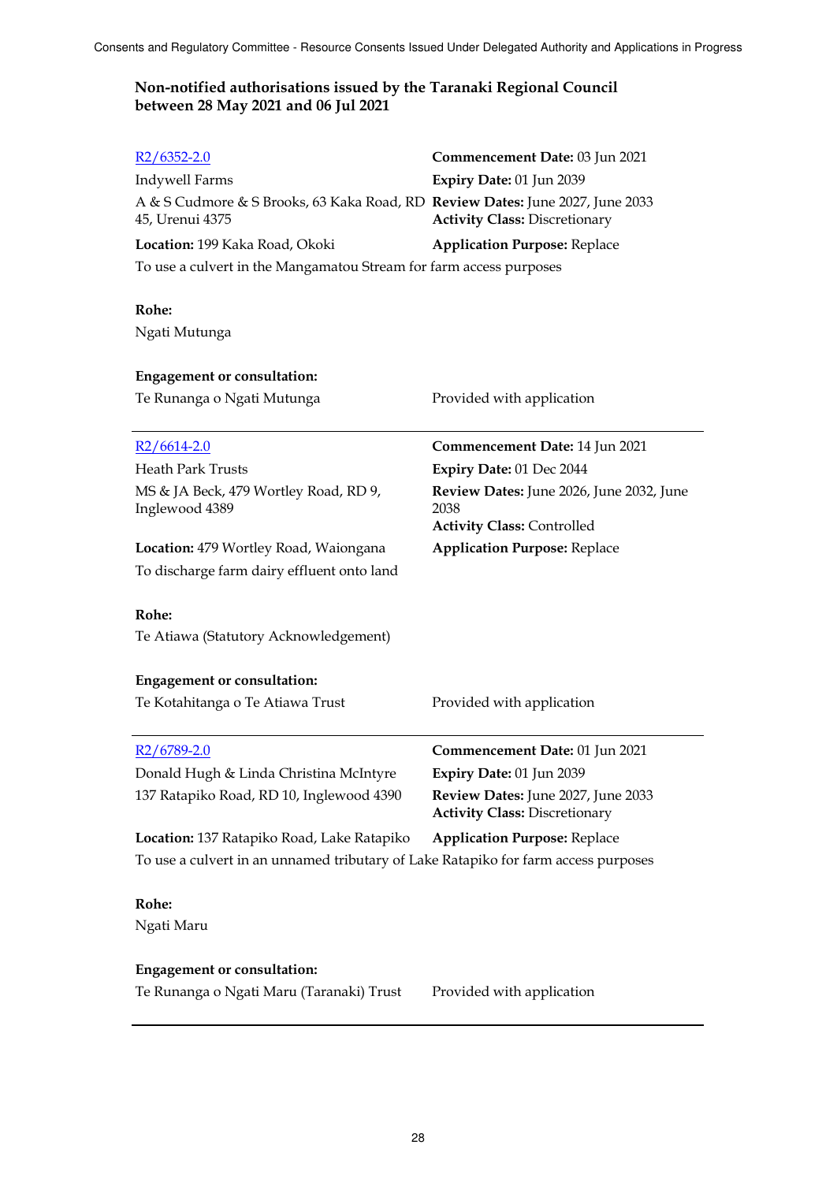## Non-notified authorisations issued by the Taranaki Regional Council between 28 May 2021 and 06 Jul 2021

R2/6352-2.0

Indywell Farms

A & S Cudmore & S Brooks, 63 Kaka Road, RD 45, Urenui 4375

**Location:** 199 Kaka Road, Okoki

**Commencement Date:** 03 Jun 2021

**Expiry Date:** 01 Jun 2039

**Review Dates:** June 2027, June 2033

**Activity Class:** Discretionary

**Application Purpose:** Replace

To use a culvert in the Mangamatou Stream for farm access purposes

**Rohe:**

Ngati Mutunga

**Engagement or consultation:**

Te Runanga o Ngati Mutunga — Provided with application

---

R2/6614-2.0

Heath Park Trusts

MS & JA Beck, 479 Wortley Road, RD 9, Inglewood 4389

**Location:** 479 Wortley Road, Waiongana

**Commencement Date:** 14 Jun 2021

**Expiry Date:** 01 Dec 2044

**Review Dates:** June 2026, June 2032, June 2038

**Activity Class:** Controlled

**Application Purpose:** Replace

To discharge farm dairy effluent onto land

**Rohe:**

Te Atiawa (Statutory Acknowledgement)

**Engagement or consultation:**

Te Kotahitanga o Te Atiawa Trust — Provided with application

---

R2/6789-2.0

Donald Hugh & Linda Christina McIntyre

137 Ratapiko Road, RD 10, Inglewood 4390

**Location:** 137 Ratapiko Road, Lake Ratapiko

**Commencement Date:** 01 Jun 2021

**Expiry Date:** 01 Jun 2039

**Review Dates:** June 2027, June 2033

**Activity Class:** Discretionary

**Application Purpose:** Replace

To use a culvert in an unnamed tributary of Lake Ratapiko for farm access purposes

**Rohe:**

Ngati Maru

**Engagement or consultation:**

Te Runanga o Ngati Maru (Taranaki) Trust — Provided with application

---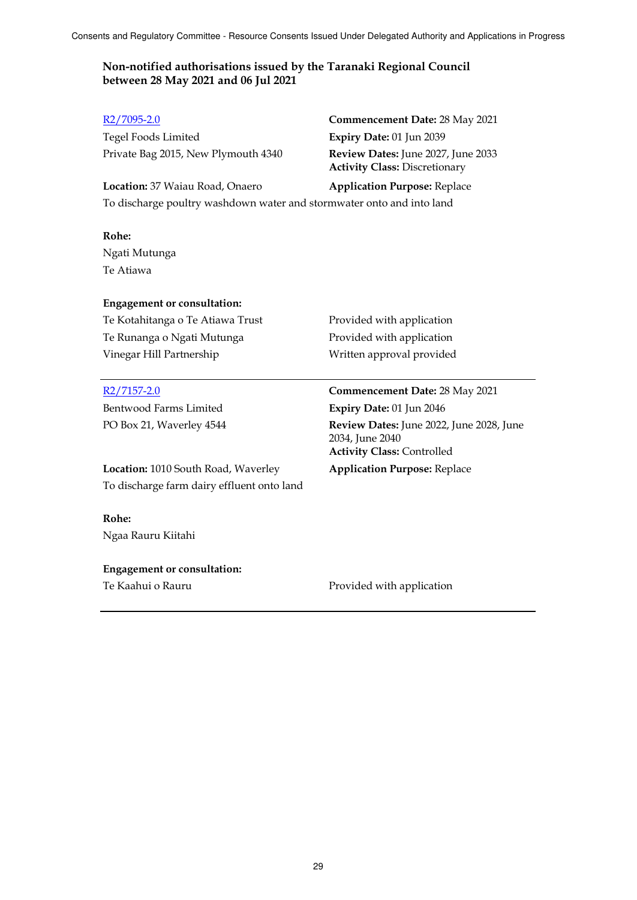**Non-notified authorisations issued by the Taranaki Regional Council between 28 May 2021 and 06 Jul 2021**

[R2/7095-2.0]

Tegel Foods Limited
Private Bag 2015, New Plymouth 4340

**Commencement Date:** 28 May 2021
**Expiry Date:** 01 Jun 2039
**Review Dates:** June 2027, June 2033
**Activity Class:** Discretionary

**Location:** 37 Waiau Road, Onaero
**Application Purpose:** Replace

To discharge poultry washdown water and stormwater onto and into land

**Rohe:**
Ngati Mutunga
Te Atiawa

**Engagement or consultation:**

| | |
|---|---|
| Te Kotahitanga o Te Atiawa Trust | Provided with application |
| Te Runanga o Ngati Mutunga | Provided with application |
| Vinegar Hill Partnership | Written approval provided |

---

[R2/7157-2.0]

Bentwood Farms Limited
PO Box 21, Waverley 4544

**Commencement Date:** 28 May 2021
**Expiry Date:** 01 Jun 2046
**Review Dates:** June 2022, June 2028, June 2034, June 2040
**Activity Class:** Controlled

**Location:** 1010 South Road, Waverley
**Application Purpose:** Replace

To discharge farm dairy effluent onto land

**Rohe:**
Ngaa Rauru Kiitahi

**Engagement or consultation:**

| | |
|---|---|
| Te Kaahui o Rauru | Provided with application |

---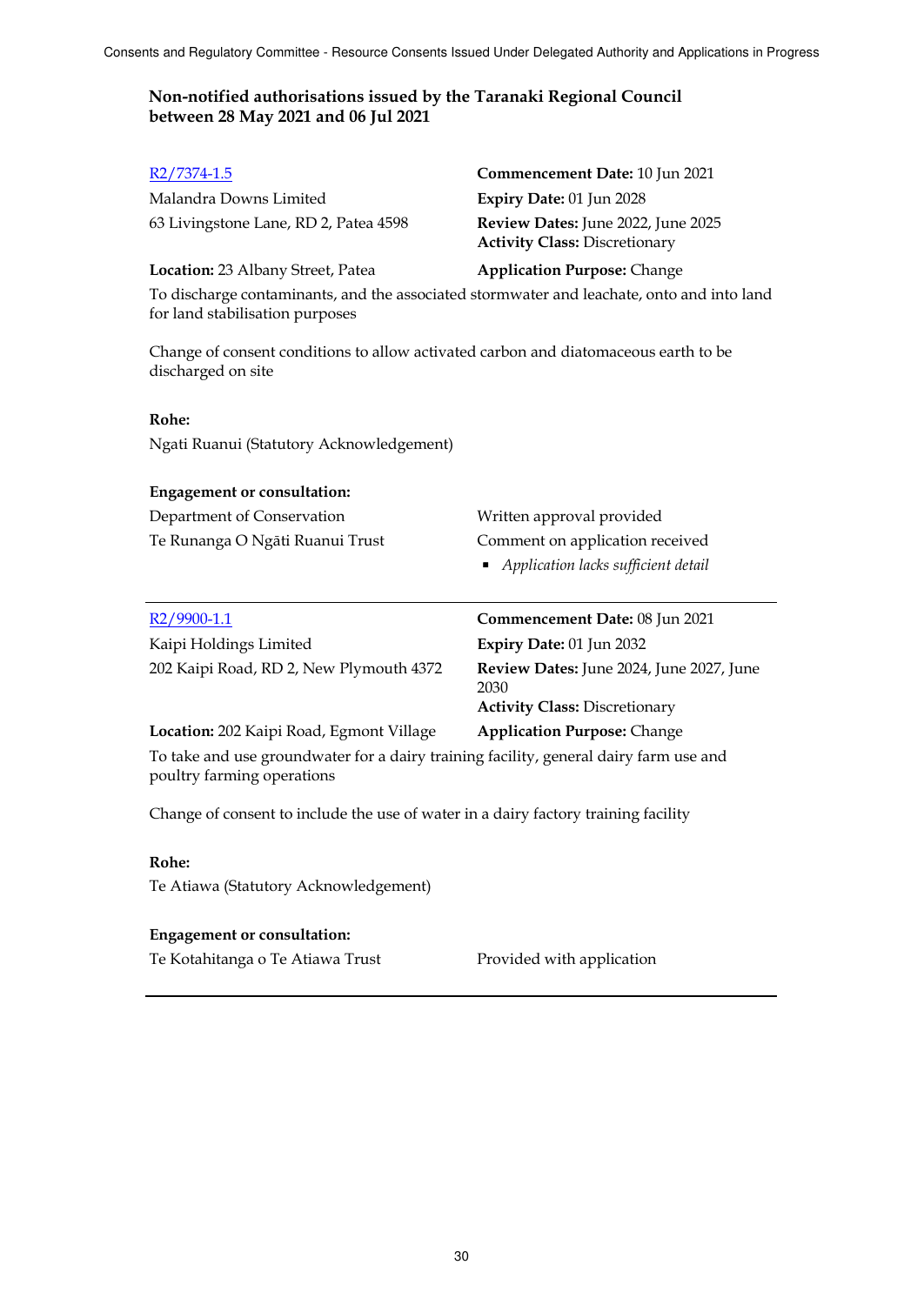## Non-notified authorisations issued by the Taranaki Regional Council between 28 May 2021 and 06 Jul 2021

R2/7374-1.5

Malandra Downs Limited
63 Livingstone Lane, RD 2, Patea 4598

**Commencement Date:** 10 Jun 2021
**Expiry Date:** 01 Jun 2028
**Review Dates:** June 2022, June 2025
**Activity Class:** Discretionary

**Location:** 23 Albany Street, Patea

**Application Purpose:** Change

To discharge contaminants, and the associated stormwater and leachate, onto and into land for land stabilisation purposes

Change of consent conditions to allow activated carbon and diatomaceous earth to be discharged on site

**Rohe:**

Ngati Ruanui (Statutory Acknowledgement)

**Engagement or consultation:**

| | |
|---|---|
| Department of Conservation | Written approval provided |
| Te Runanga O Ngāti Ruanui Trust | Comment on application received<br>- *Application lacks sufficient detail* |

---

R2/9900-1.1

Kaipi Holdings Limited
202 Kaipi Road, RD 2, New Plymouth 4372

**Commencement Date:** 08 Jun 2021
**Expiry Date:** 01 Jun 2032
**Review Dates:** June 2024, June 2027, June 2030
**Activity Class:** Discretionary

**Location:** 202 Kaipi Road, Egmont Village

**Application Purpose:** Change

To take and use groundwater for a dairy training facility, general dairy farm use and poultry farming operations

Change of consent to include the use of water in a dairy factory training facility

**Rohe:**

Te Atiawa (Statutory Acknowledgement)

**Engagement or consultation:**

| | |
|---|---|
| Te Kotahitanga o Te Atiawa Trust | Provided with application |